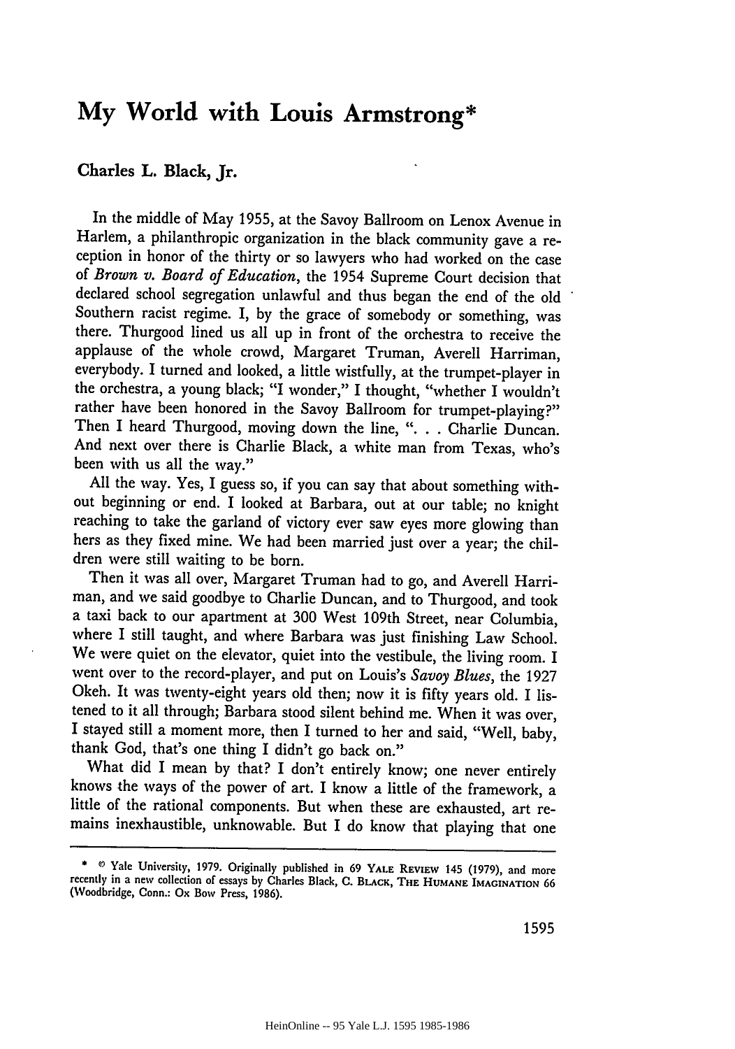# My World with Louis Armstrong*

**Charles L. Black, Jr.**

In the middle of May 1955, at the Savoy Ballroom on Lenox Avenue in Harlem, a philanthropic organization in the black community gave a reception in honor of the thirty or so lawyers who had worked on the case of *Brown v. Board of Education*, the 1954 Supreme Court decision that declared school segregation unlawful and thus began the end of the old Southern racist regime. I, by the grace of somebody or something, was there. Thurgood lined us all up in front of the orchestra to receive the applause of the whole crowd, Margaret Truman, Averell Harriman, everybody. I turned and looked, a little wistfully, at the trumpet-player in the orchestra, a young black; "I wonder," I thought, "whether I wouldn't rather have been honored in the Savoy Ballroom for trumpet-playing?" Then I heard Thurgood, moving down the line, ". . . Charlie Duncan. And next over there is Charlie Black, a white man from Texas, who's been with us all the way."

All the way. Yes, I guess so, if you can say that about something without beginning or end. I looked at Barbara, out at our table; no knight reaching to take the garland of victory ever saw eyes more glowing than hers as they fixed mine. We had been married just over a year; the children were still waiting to be born.

Then it was all over, Margaret Truman had to go, and Averell Harriman, and we said goodbye to Charlie Duncan, and to Thurgood, and took a taxi back to our apartment at 300 West 109th Street, near Columbia, where I still taught, and where Barbara was just finishing Law School. We were quiet on the elevator, quiet into the vestibule, the living room. I went over to the record-player, and put on Louis's *Savoy Blues*, the 1927 Okeh. It was twenty-eight years old then; now it is fifty years old. I listened to it all through; Barbara stood silent behind me. When it was over, I stayed still a moment more, then I turned to her and said, "Well, baby, thank God, that's one thing I didn't go back on."

What did I mean by that? I don't entirely know; one never entirely knows the ways of the power of art. I know a little of the framework, a little of the rational components. But when these are exhausted, art remains inexhaustible, unknowable. But I do know that playing that one

\* © Yale University, 1979. Originally published in 69 YALE REVIEW 145 (1979), and more recently in a new collection of essays by Charles Black, C. BLACK, THE HUMANE IMAGINATION 66 (Woodbridge, Conn.: Ox Bow Press, 1986).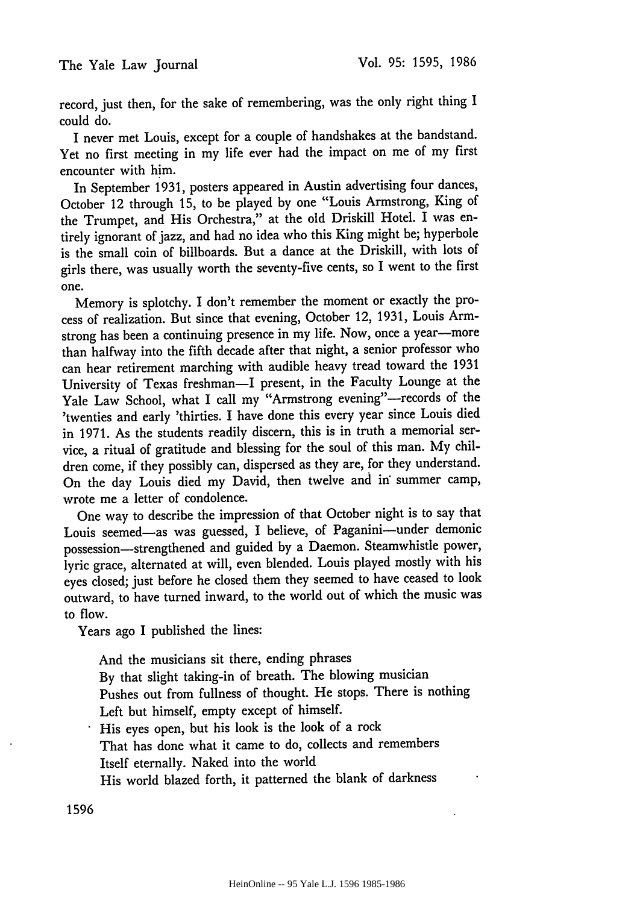record, just then, for the sake of remembering, was the only right thing I could do.

I never met Louis, except for a couple of handshakes at the bandstand. Yet no first meeting in my life ever had the impact on me of my first encounter with him.

In September 1931, posters appeared in Austin advertising four dances, October 12 through 15, to be played by one "Louis Armstrong, King of the Trumpet, and His Orchestra," at the old Driskill Hotel. I was entirely ignorant of jazz, and had no idea who this King might be; hyperbole is the small coin of billboards. But a dance at the Driskill, with lots of girls there, was usually worth the seventy-five cents, so I went to the first one.

Memory is splotchy. I don't remember the moment or exactly the process of realization. But since that evening, October 12, 1931, Louis Armstrong has been a continuing presence in my life. Now, once a year—more than halfway into the fifth decade after that night, a senior professor who can hear retirement marching with audible heavy tread toward the 1931 University of Texas freshman—I present, in the Faculty Lounge at the Yale Law School, what I call my "Armstrong evening"—records of the 'twenties and early 'thirties. I have done this every year since Louis died in 1971. As the students readily discern, this is in truth a memorial service, a ritual of gratitude and blessing for the soul of this man. My children come, if they possibly can, dispersed as they are, for they understand. On the day Louis died my David, then twelve and in summer camp, wrote me a letter of condolence.

One way to describe the impression of that October night is to say that Louis seemed—as was guessed, I believe, of Paganini—under demonic possession—strengthened and guided by a Daemon. Steamwhistle power, lyric grace, alternated at will, even blended. Louis played mostly with his eyes closed; just before he closed them they seemed to have ceased to look outward, to have turned inward, to the world out of which the music was to flow.

Years ago I published the lines:

> And the musicians sit there, ending phrases
> By that slight taking-in of breath. The blowing musician
> Pushes out from fullness of thought. He stops. There is nothing
> Left but himself, empty except of himself.
> His eyes open, but his look is the look of a rock
> That has done what it came to do, collects and remembers
> Itself eternally. Naked into the world
> His world blazed forth, it patterned the blank of darkness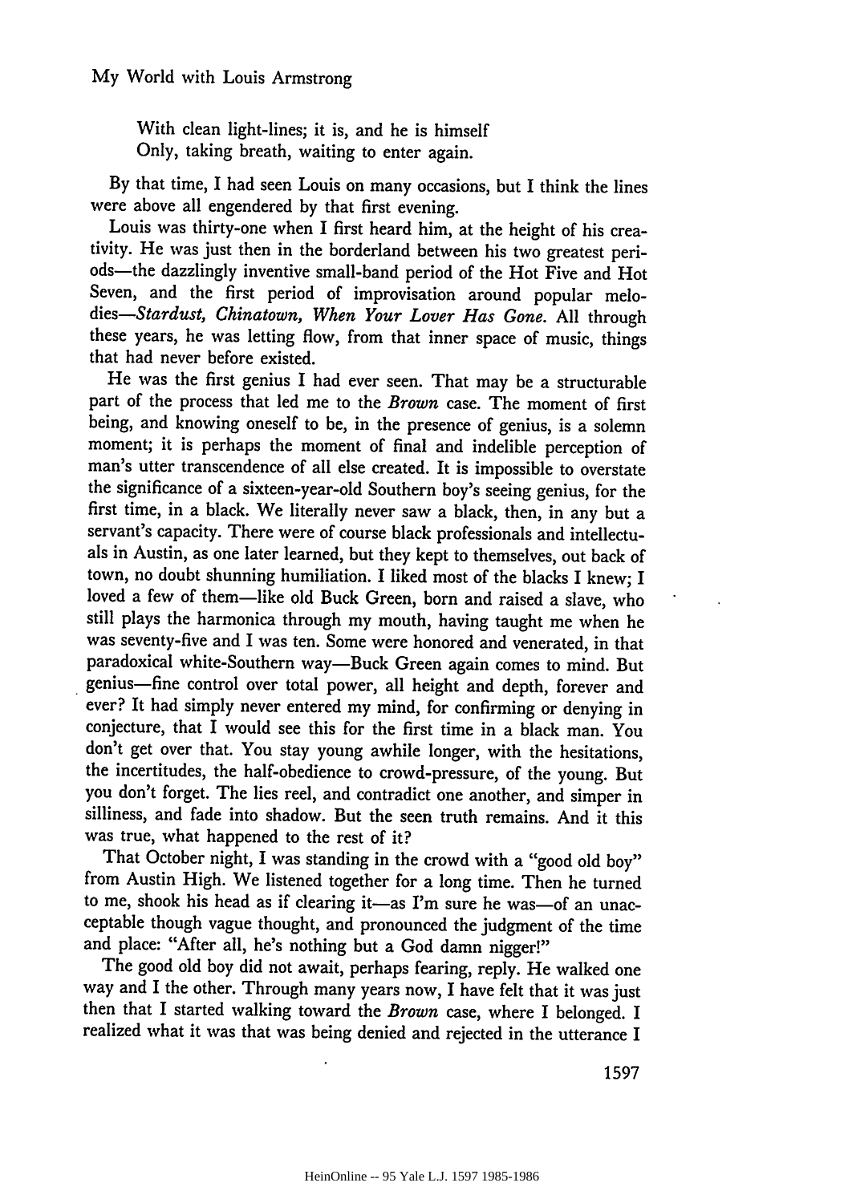With clean light-lines; it is, and he is himself
Only, taking breath, waiting to enter again.

By that time, I had seen Louis on many occasions, but I think the lines were above all engendered by that first evening.

Louis was thirty-one when I first heard him, at the height of his creativity. He was just then in the borderland between his two greatest periods—the dazzlingly inventive small-band period of the Hot Five and Hot Seven, and the first period of improvisation around popular melodies—*Stardust, Chinatown, When Your Lover Has Gone.* All through these years, he was letting flow, from that inner space of music, things that had never before existed.

He was the first genius I had ever seen. That may be a structurable part of the process that led me to the *Brown* case. The moment of first being, and knowing oneself to be, in the presence of genius, is a solemn moment; it is perhaps the moment of final and indelible perception of man's utter transcendence of all else created. It is impossible to overstate the significance of a sixteen-year-old Southern boy's seeing genius, for the first time, in a black. We literally never saw a black, then, in any but a servant's capacity. There were of course black professionals and intellectuals in Austin, as one later learned, but they kept to themselves, out back of town, no doubt shunning humiliation. I liked most of the blacks I knew; I loved a few of them—like old Buck Green, born and raised a slave, who still plays the harmonica through my mouth, having taught me when he was seventy-five and I was ten. Some were honored and venerated, in that paradoxical white-Southern way—Buck Green again comes to mind. But genius—fine control over total power, all height and depth, forever and ever? It had simply never entered my mind, for confirming or denying in conjecture, that I would see this for the first time in a black man. You don't get over that. You stay young awhile longer, with the hesitations, the incertitudes, the half-obedience to crowd-pressure, of the young. But you don't forget. The lies reel, and contradict one another, and simper in silliness, and fade into shadow. But the seen truth remains. And it this was true, what happened to the rest of it?

That October night, I was standing in the crowd with a "good old boy" from Austin High. We listened together for a long time. Then he turned to me, shook his head as if clearing it—as I'm sure he was—of an unacceptable though vague thought, and pronounced the judgment of the time and place: "After all, he's nothing but a God damn nigger!"

The good old boy did not await, perhaps fearing, reply. He walked one way and I the other. Through many years now, I have felt that it was just then that I started walking toward the *Brown* case, where I belonged. I realized what it was that was being denied and rejected in the utterance I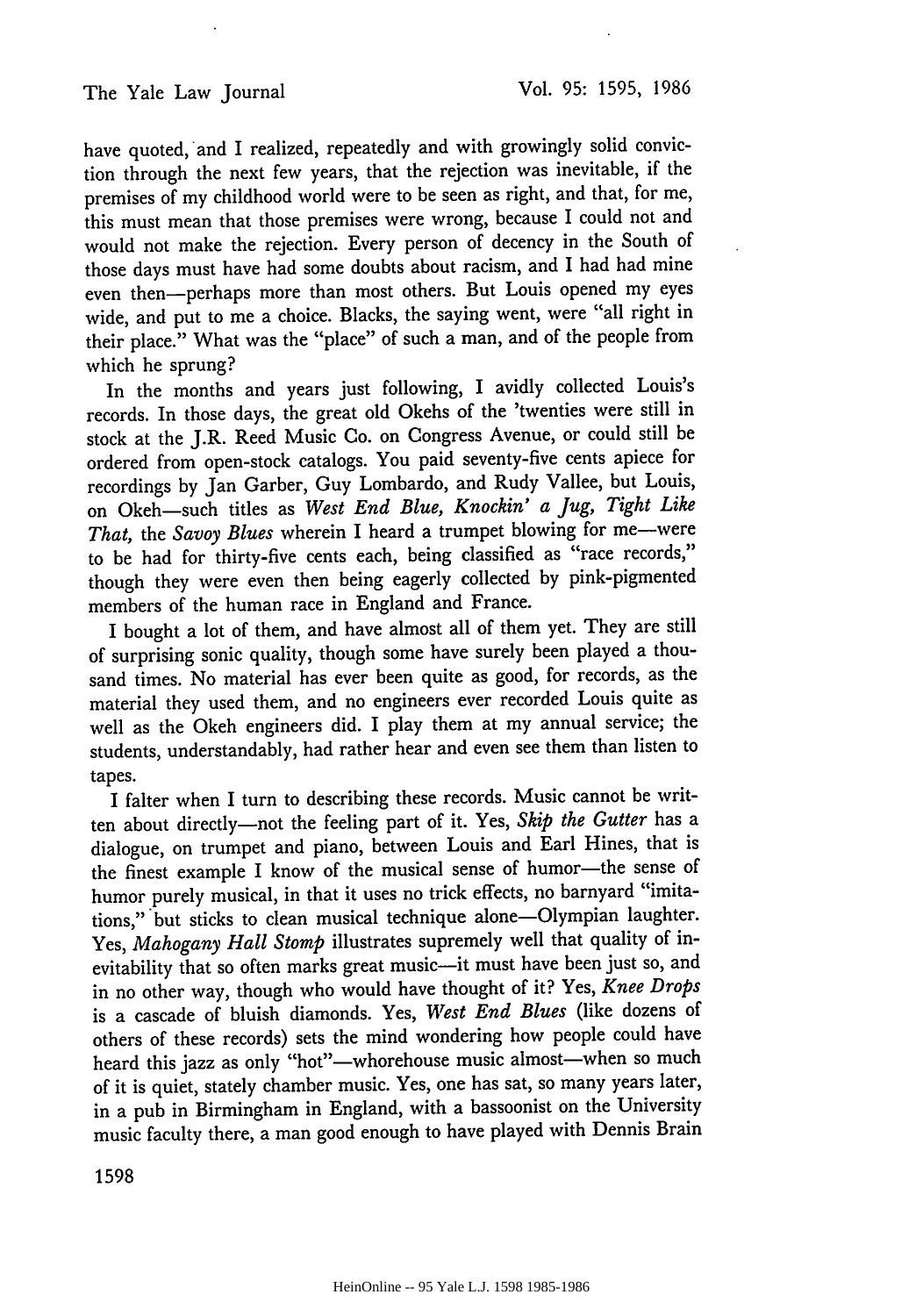have quoted, and I realized, repeatedly and with growingly solid conviction through the next few years, that the rejection was inevitable, if the premises of my childhood world were to be seen as right, and that, for me, this must mean that those premises were wrong, because I could not and would not make the rejection. Every person of decency in the South of those days must have had some doubts about racism, and I had had mine even then—perhaps more than most others. But Louis opened my eyes wide, and put to me a choice. Blacks, the saying went, were "all right in their place." What was the "place" of such a man, and of the people from which he sprung?

In the months and years just following, I avidly collected Louis's records. In those days, the great old Okehs of the 'twenties were still in stock at the J.R. Reed Music Co. on Congress Avenue, or could still be ordered from open-stock catalogs. You paid seventy-five cents apiece for recordings by Jan Garber, Guy Lombardo, and Rudy Vallee, but Louis, on Okeh—such titles as *West End Blue, Knockin' a Jug, Tight Like That,* the *Savoy Blues* wherein I heard a trumpet blowing for me—were to be had for thirty-five cents each, being classified as "race records," though they were even then being eagerly collected by pink-pigmented members of the human race in England and France.

I bought a lot of them, and have almost all of them yet. They are still of surprising sonic quality, though some have surely been played a thousand times. No material has ever been quite as good, for records, as the material they used them, and no engineers ever recorded Louis quite as well as the Okeh engineers did. I play them at my annual service; the students, understandably, had rather hear and even see them than listen to tapes.

I falter when I turn to describing these records. Music cannot be written about directly—not the feeling part of it. Yes, *Skip the Gutter* has a dialogue, on trumpet and piano, between Louis and Earl Hines, that is the finest example I know of the musical sense of humor—the sense of humor purely musical, in that it uses no trick effects, no barnyard "imitations," but sticks to clean musical technique alone—Olympian laughter. Yes, *Mahogany Hall Stomp* illustrates supremely well that quality of inevitability that so often marks great music—it must have been just so, and in no other way, though who would have thought of it? Yes, *Knee Drops* is a cascade of bluish diamonds. Yes, *West End Blues* (like dozens of others of these records) sets the mind wondering how people could have heard this jazz as only "hot"—whorehouse music almost—when so much of it is quiet, stately chamber music. Yes, one has sat, so many years later, in a pub in Birmingham in England, with a bassoonist on the University music faculty there, a man good enough to have played with Dennis Brain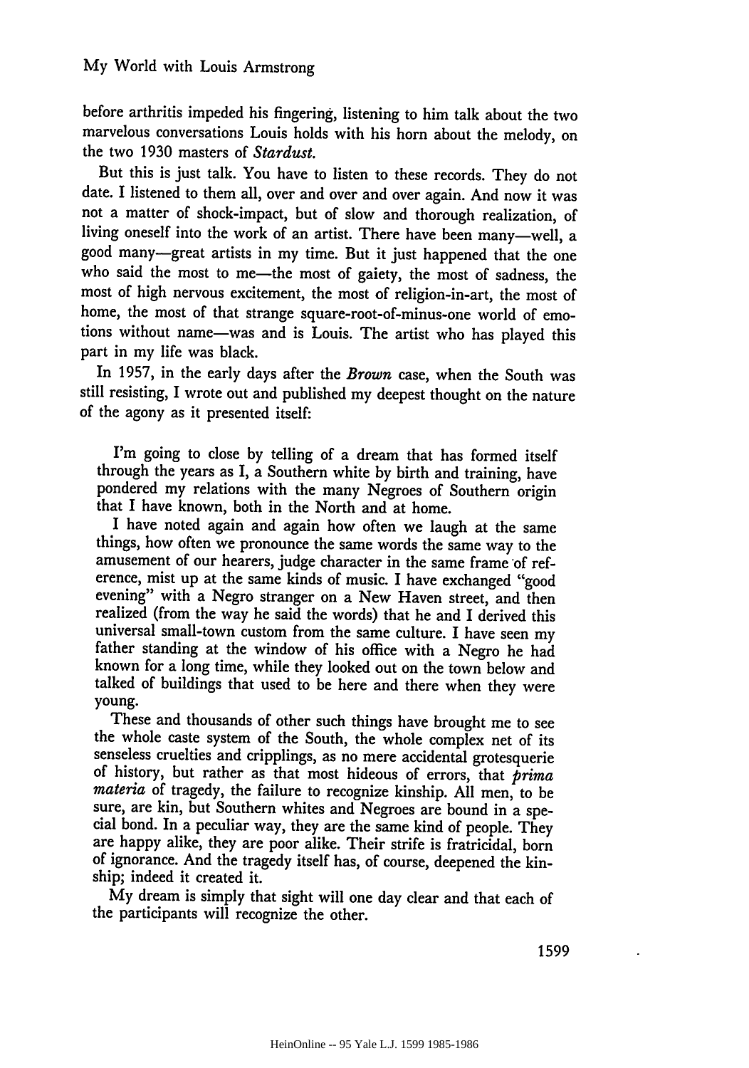before arthritis impeded his fingering, listening to him talk about the two marvelous conversations Louis holds with his horn about the melody, on the two 1930 masters of *Stardust*.

But this is just talk. You have to listen to these records. They do not date. I listened to them all, over and over and over again. And now it was not a matter of shock-impact, but of slow and thorough realization, of living oneself into the work of an artist. There have been many—well, a good many—great artists in my time. But it just happened that the one who said the most to me—the most of gaiety, the most of sadness, the most of high nervous excitement, the most of religion-in-art, the most of home, the most of that strange square-root-of-minus-one world of emotions without name—was and is Louis. The artist who has played this part in my life was black.

In 1957, in the early days after the *Brown* case, when the South was still resisting, I wrote out and published my deepest thought on the nature of the agony as it presented itself:

> I'm going to close by telling of a dream that has formed itself through the years as I, a Southern white by birth and training, have pondered my relations with the many Negroes of Southern origin that I have known, both in the North and at home.
>
> I have noted again and again how often we laugh at the same things, how often we pronounce the same words the same way to the amusement of our hearers, judge character in the same frame of reference, mist up at the same kinds of music. I have exchanged "good evening" with a Negro stranger on a New Haven street, and then realized (from the way he said the words) that he and I derived this universal small-town custom from the same culture. I have seen my father standing at the window of his office with a Negro he had known for a long time, while they looked out on the town below and talked of buildings that used to be here and there when they were young.
>
> These and thousands of other such things have brought me to see the whole caste system of the South, the whole complex net of its senseless cruelties and cripplings, as no mere accidental grotesquerie of history, but rather as that most hideous of errors, that *prima materia* of tragedy, the failure to recognize kinship. All men, to be sure, are kin, but Southern whites and Negroes are bound in a special bond. In a peculiar way, they are the same kind of people. They are happy alike, they are poor alike. Their strife is fratricidal, born of ignorance. And the tragedy itself has, of course, deepened the kinship; indeed it created it.
>
> My dream is simply that sight will one day clear and that each of the participants will recognize the other.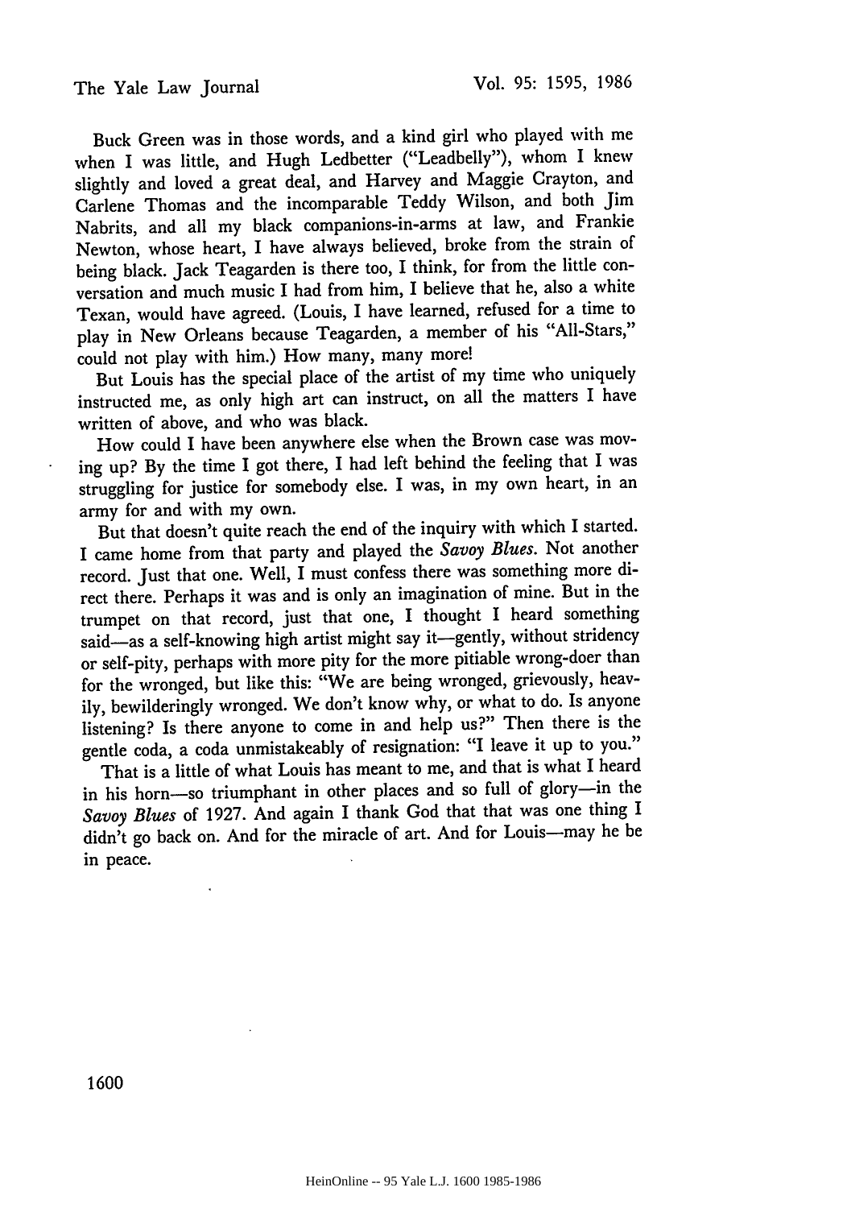Buck Green was in those words, and a kind girl who played with me when I was little, and Hugh Ledbetter ("Leadbelly"), whom I knew slightly and loved a great deal, and Harvey and Maggie Crayton, and Carlene Thomas and the incomparable Teddy Wilson, and both Jim Nabrits, and all my black companions-in-arms at law, and Frankie Newton, whose heart, I have always believed, broke from the strain of being black. Jack Teagarden is there too, I think, for from the little conversation and much music I had from him, I believe that he, also a white Texan, would have agreed. (Louis, I have learned, refused for a time to play in New Orleans because Teagarden, a member of his "All-Stars," could not play with him.) How many, many more!

But Louis has the special place of the artist of my time who uniquely instructed me, as only high art can instruct, on all the matters I have written of above, and who was black.

How could I have been anywhere else when the Brown case was moving up? By the time I got there, I had left behind the feeling that I was struggling for justice for somebody else. I was, in my own heart, in an army for and with my own.

But that doesn't quite reach the end of the inquiry with which I started. I came home from that party and played the *Savoy Blues*. Not another record. Just that one. Well, I must confess there was something more direct there. Perhaps it was and is only an imagination of mine. But in the trumpet on that record, just that one, I thought I heard something said—as a self-knowing high artist might say it—gently, without stridency or self-pity, perhaps with more pity for the more pitiable wrong-doer than for the wronged, but like this: "We are being wronged, grievously, heavily, bewilderingly wronged. We don't know why, or what to do. Is anyone listening? Is there anyone to come in and help us?" Then there is the gentle coda, a coda unmistakeably of resignation: "I leave it up to you."

That is a little of what Louis has meant to me, and that is what I heard in his horn—so triumphant in other places and so full of glory—in the *Savoy Blues* of 1927. And again I thank God that that was one thing I didn't go back on. And for the miracle of art. And for Louis—may he be in peace.